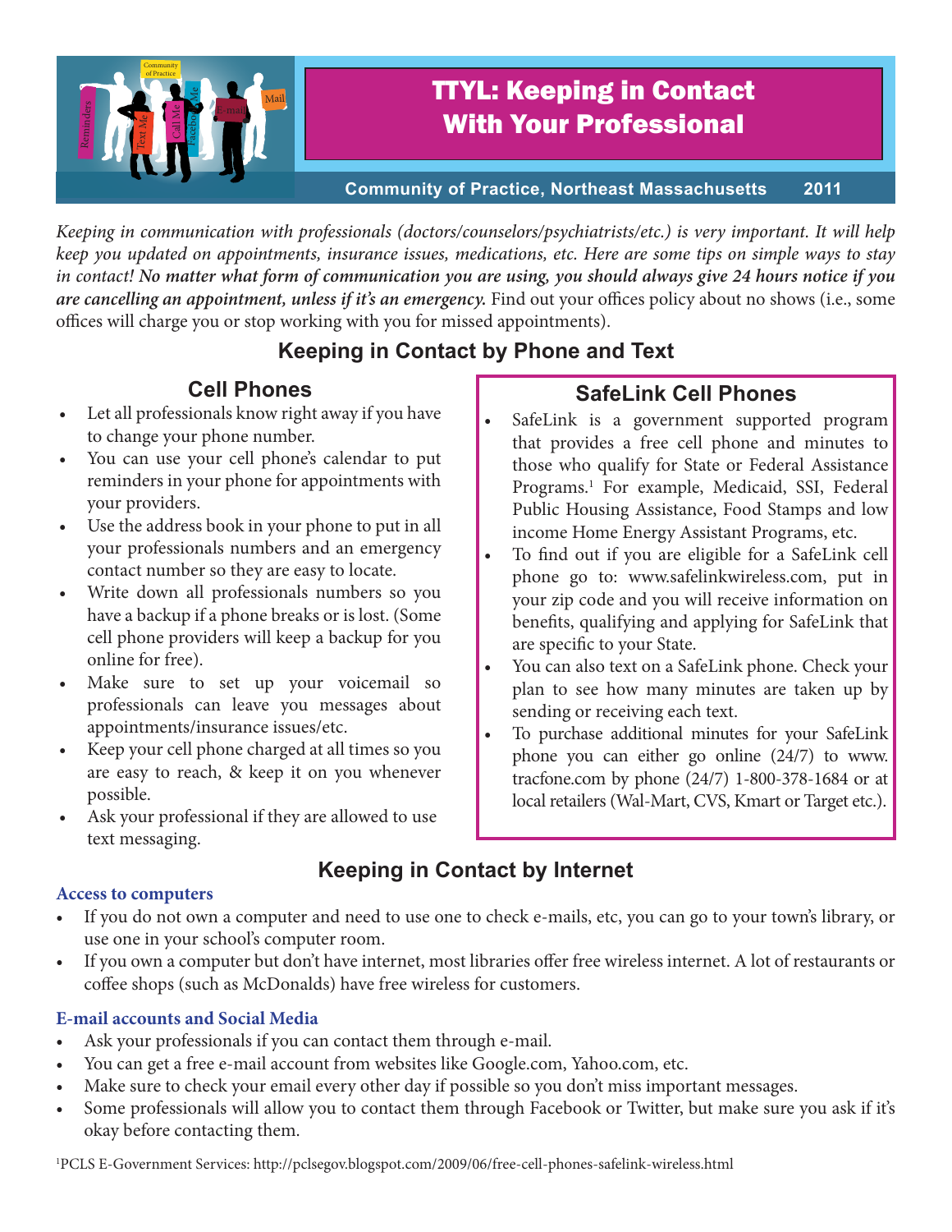# TTYL: Keeping in Contact With Your Professional

**Community of Practice, Northeast Massachusetts 2011**

*Keeping in communication with professionals (doctors/counselors/psychiatrists/etc.) is very important. It will help keep you updated on appointments, insurance issues, medications, etc. Here are some tips on simple ways to stay in contact!* ***No matter what form of communication you are using, you should always give 24 hours notice if you are cancelling an appointment, unless if it's an emergency.*** Find out your offices policy about no shows (i.e., some offices will charge you or stop working with you for missed appointments).

## Keeping in Contact by Phone and Text

### Cell Phones

- Let all professionals know right away if you have to change your phone number.
- You can use your cell phone's calendar to put reminders in your phone for appointments with your providers.
- Use the address book in your phone to put in all your professionals numbers and an emergency contact number so they are easy to locate.
- Write down all professionals numbers so you have a backup if a phone breaks or is lost. (Some cell phone providers will keep a backup for you online for free).
- Make sure to set up your voicemail so professionals can leave you messages about appointments/insurance issues/etc.
- Keep your cell phone charged at all times so you are easy to reach, & keep it on you whenever possible.
- Ask your professional if they are allowed to use text messaging.

### SafeLink Cell Phones

- SafeLink is a government supported program that provides a free cell phone and minutes to those who qualify for State or Federal Assistance Programs.[1] For example, Medicaid, SSI, Federal Public Housing Assistance, Food Stamps and low income Home Energy Assistant Programs, etc.
- To find out if you are eligible for a SafeLink cell phone go to: www.safelinkwireless.com, put in your zip code and you will receive information on benefits, qualifying and applying for SafeLink that are specific to your State.
- You can also text on a SafeLink phone. Check your plan to see how many minutes are taken up by sending or receiving each text.
- To purchase additional minutes for your SafeLink phone you can either go online (24/7) to www.tracfone.com by phone (24/7) 1-800-378-1684 or at local retailers (Wal-Mart, CVS, Kmart or Target etc.).

## Keeping in Contact by Internet

**Access to computers**

- If you do not own a computer and need to use one to check e-mails, etc, you can go to your town's library, or use one in your school's computer room.
- If you own a computer but don't have internet, most libraries offer free wireless internet. A lot of restaurants or coffee shops (such as McDonalds) have free wireless for customers.

**E-mail accounts and Social Media**

- Ask your professionals if you can contact them through e-mail.
- You can get a free e-mail account from websites like Google.com, Yahoo.com, etc.
- Make sure to check your email every other day if possible so you don't miss important messages.
- Some professionals will allow you to contact them through Facebook or Twitter, but make sure you ask if it's okay before contacting them.

[1]PCLS E-Government Services: http://pclsegov.blogspot.com/2009/06/free-cell-phones-safelink-wireless.html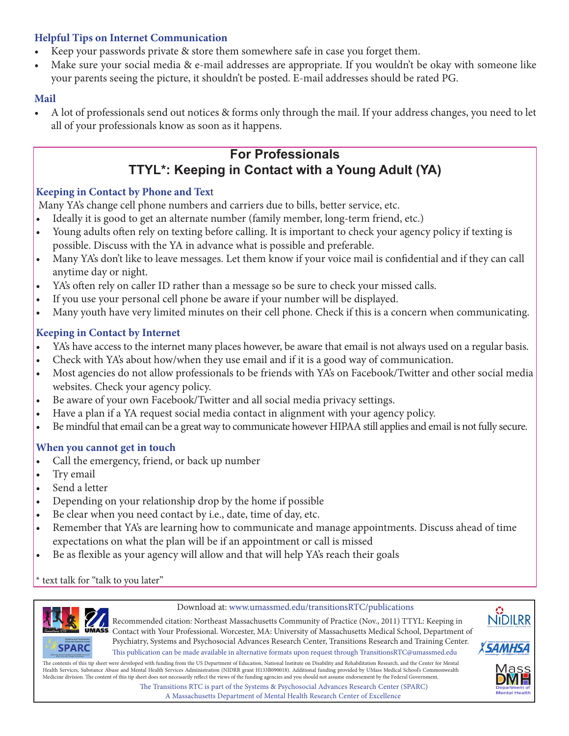### Helpful Tips on Internet Communication

- Keep your passwords private & store them somewhere safe in case you forget them.
- Make sure your social media & e-mail addresses are appropriate. If you wouldn't be okay with someone like your parents seeing the picture, it shouldn't be posted. E-mail addresses should be rated PG.

### Mail

- A lot of professionals send out notices & forms only through the mail. If your address changes, you need to let all of your professionals know as soon as it happens.

## For Professionals
## TTYL*: Keeping in Contact with a Young Adult (YA)

### Keeping in Contact by Phone and Text

Many YA's change cell phone numbers and carriers due to bills, better service, etc.

- Ideally it is good to get an alternate number (family member, long-term friend, etc.)
- Young adults often rely on texting before calling. It is important to check your agency policy if texting is possible. Discuss with the YA in advance what is possible and preferable.
- Many YA's don't like to leave messages. Let them know if your voice mail is confidential and if they can call anytime day or night.
- YA's often rely on caller ID rather than a message so be sure to check your missed calls.
- If you use your personal cell phone be aware if your number will be displayed.
- Many youth have very limited minutes on their cell phone. Check if this is a concern when communicating.

### Keeping in Contact by Internet

- YA's have access to the internet many places however, be aware that email is not always used on a regular basis.
- Check with YA's about how/when they use email and if it is a good way of communication.
- Most agencies do not allow professionals to be friends with YA's on Facebook/Twitter and other social media websites. Check your agency policy.
- Be aware of your own Facebook/Twitter and all social media privacy settings.
- Have a plan if a YA request social media contact in alignment with your agency policy.
- Be mindful that email can be a great way to communicate however HIPAA still applies and email is not fully secure.

### When you cannot get in touch

- Call the emergency, friend, or back up number
- Try email
- Send a letter
- Depending on your relationship drop by the home if possible
- Be clear when you need contact by i.e., date, time of day, etc.
- Remember that YA's are learning how to communicate and manage appointments. Discuss ahead of time expectations on what the plan will be if an appointment or call is missed
- Be as flexible as your agency will allow and that will help YA's reach their goals

* text talk for "talk to you later"

Download at: www.umassmed.edu/transitionsRTC/publications

Recommended citation: Northeast Massachusetts Community of Practice (Nov., 2011) TTYL: Keeping in Contact with Your Professional. Worcester, MA: University of Massachusetts Medical School, Department of Psychiatry, Systems and Psychosocial Advances Research Center, Transitions Research and Training Center.

This publication can be made available in alternative formats upon request through TransitionsRTC@umassmed.edu

The contents of this tip sheet were developed with funding from the US Department of Education, National Institute on Disability and Rehabilitation Research, and the Center for Mental Health Services, Substance Abuse and Mental Health Services Administration (NIDRR grant H133B090018). Additional funding provided by UMass Medical School's Commonwealth Medicine division. The content of this tip sheet does not necessarily reflect the views of the funding agencies and you should not assume endorsement by the Federal Government.

The Transitions RTC is part of the Systems & Psychosocial Advances Research Center (SPARC)
A Massachusetts Department of Mental Health Research Center of Excellence